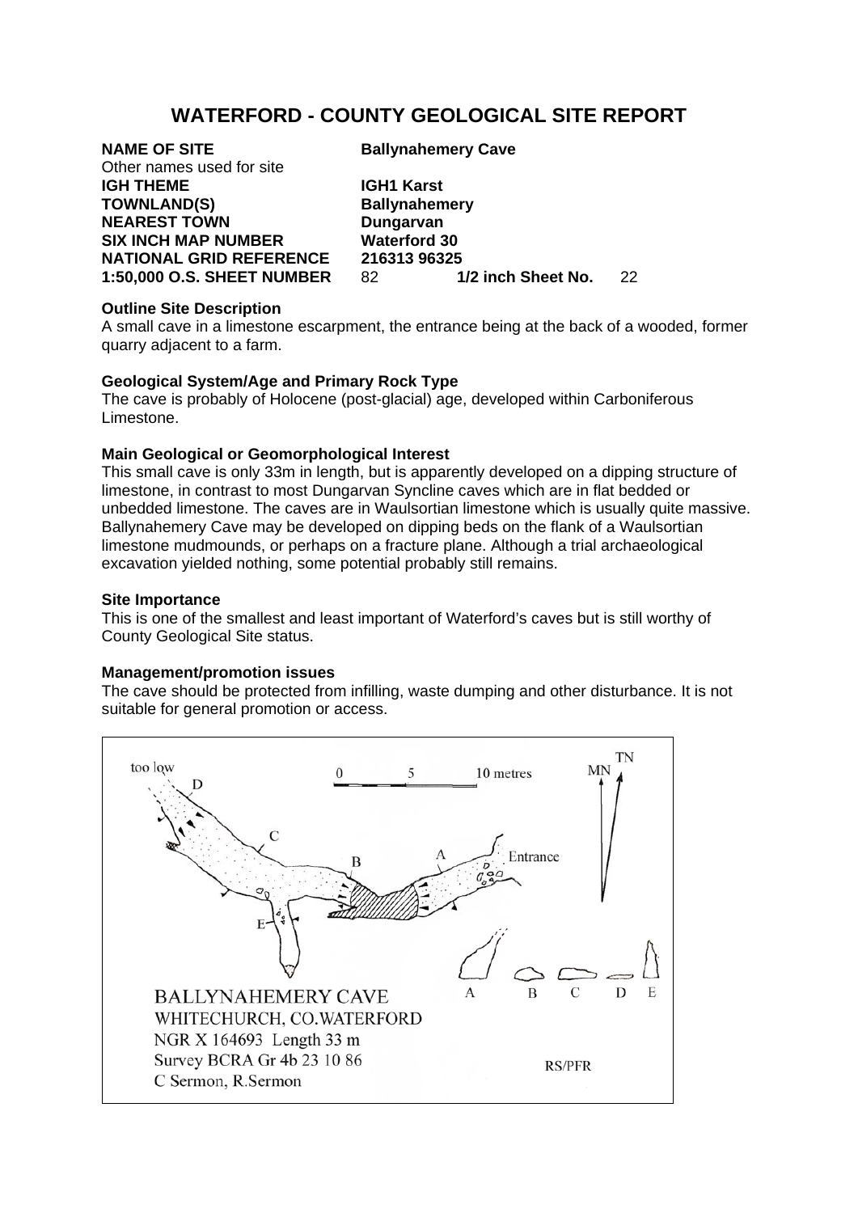# WATERFORD - COUNTY GEOLOGICAL SITE REPORT

| | | | |
|---|---|---|---|
| **NAME OF SITE** | **Ballynahemery Cave** | | |
| Other names used for site | | | |
| **IGH THEME** | **IGH1 Karst** | | |
| **TOWNLAND(S)** | **Ballynahemery** | | |
| **NEAREST TOWN** | **Dungarvan** | | |
| **SIX INCH MAP NUMBER** | **Waterford 30** | | |
| **NATIONAL GRID REFERENCE** | **216313 96325** | | |
| **1:50,000 O.S. SHEET NUMBER** | 82 | **1/2 inch Sheet No.** | 22 |

**Outline Site Description**

A small cave in a limestone escarpment, the entrance being at the back of a wooded, former quarry adjacent to a farm.

**Geological System/Age and Primary Rock Type**

The cave is probably of Holocene (post-glacial) age, developed within Carboniferous Limestone.

**Main Geological or Geomorphological Interest**

This small cave is only 33m in length, but is apparently developed on a dipping structure of limestone, in contrast to most Dungarvan Syncline caves which are in flat bedded or unbedded limestone. The caves are in Waulsortian limestone which is usually quite massive. Ballynahemery Cave may be developed on dipping beds on the flank of a Waulsortian limestone mudmounds, or perhaps on a fracture plane. Although a trial archaeological excavation yielded nothing, some potential probably still remains.

**Site Importance**

This is one of the smallest and least important of Waterford's caves but is still worthy of County Geological Site status.

**Management/promotion issues**

The cave should be protected from infilling, waste dumping and other disturbance. It is not suitable for general promotion or access.

too low · D · C · B · A · Entrance · E · 0 5 10 metres · MN · TN · A B C D E

BALLYNAHEMERY CAVE
WHITECHURCH, CO.WATERFORD
NGR X 164693 Length 33 m
Survey BCRA Gr 4b 23 10 86
C Sermon, R.Sermon

RS/PFR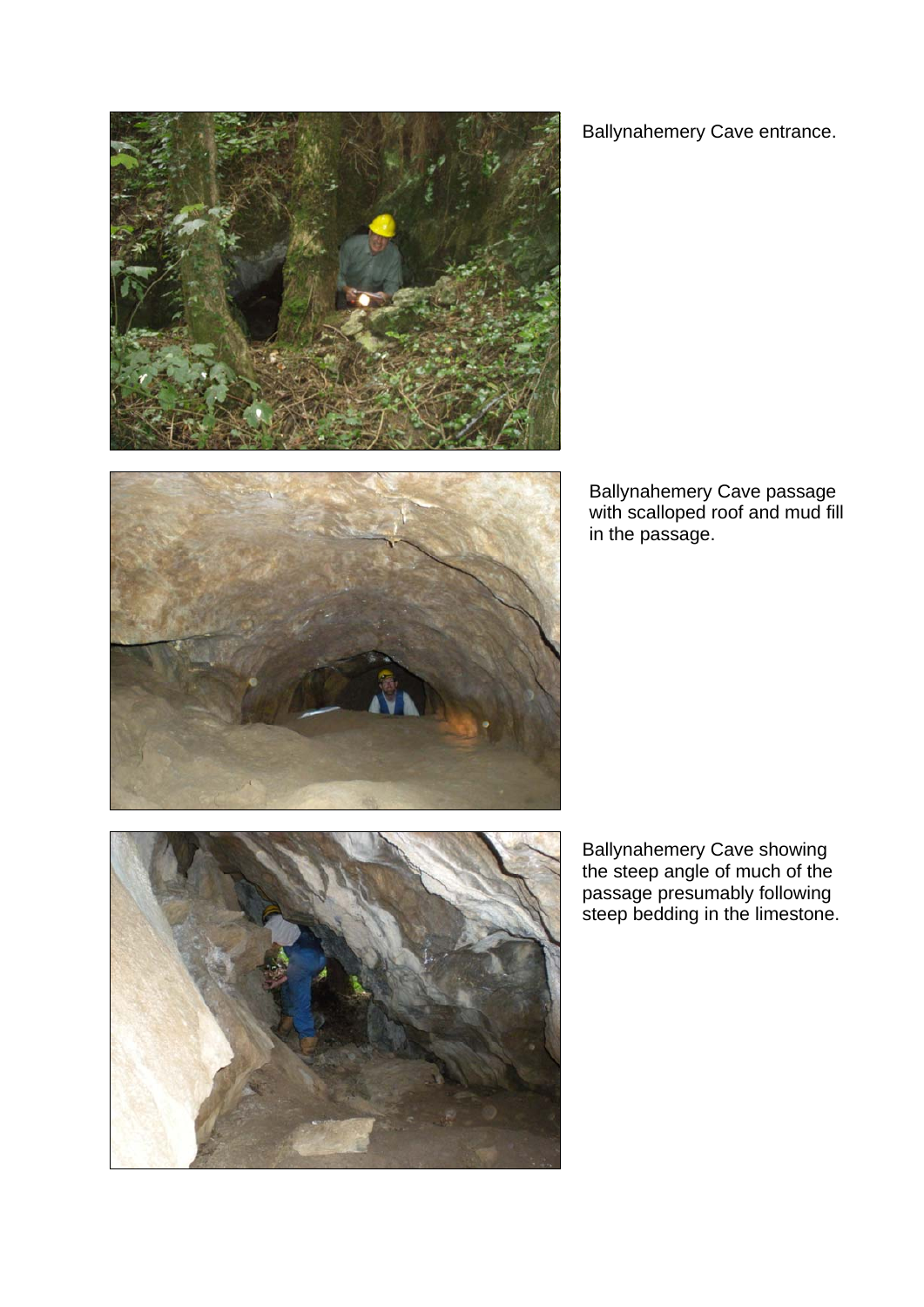Ballynahemery Cave entrance.

Ballynahemery Cave passage with scalloped roof and mud fill in the passage.

Ballynahemery Cave showing the steep angle of much of the passage presumably following steep bedding in the limestone.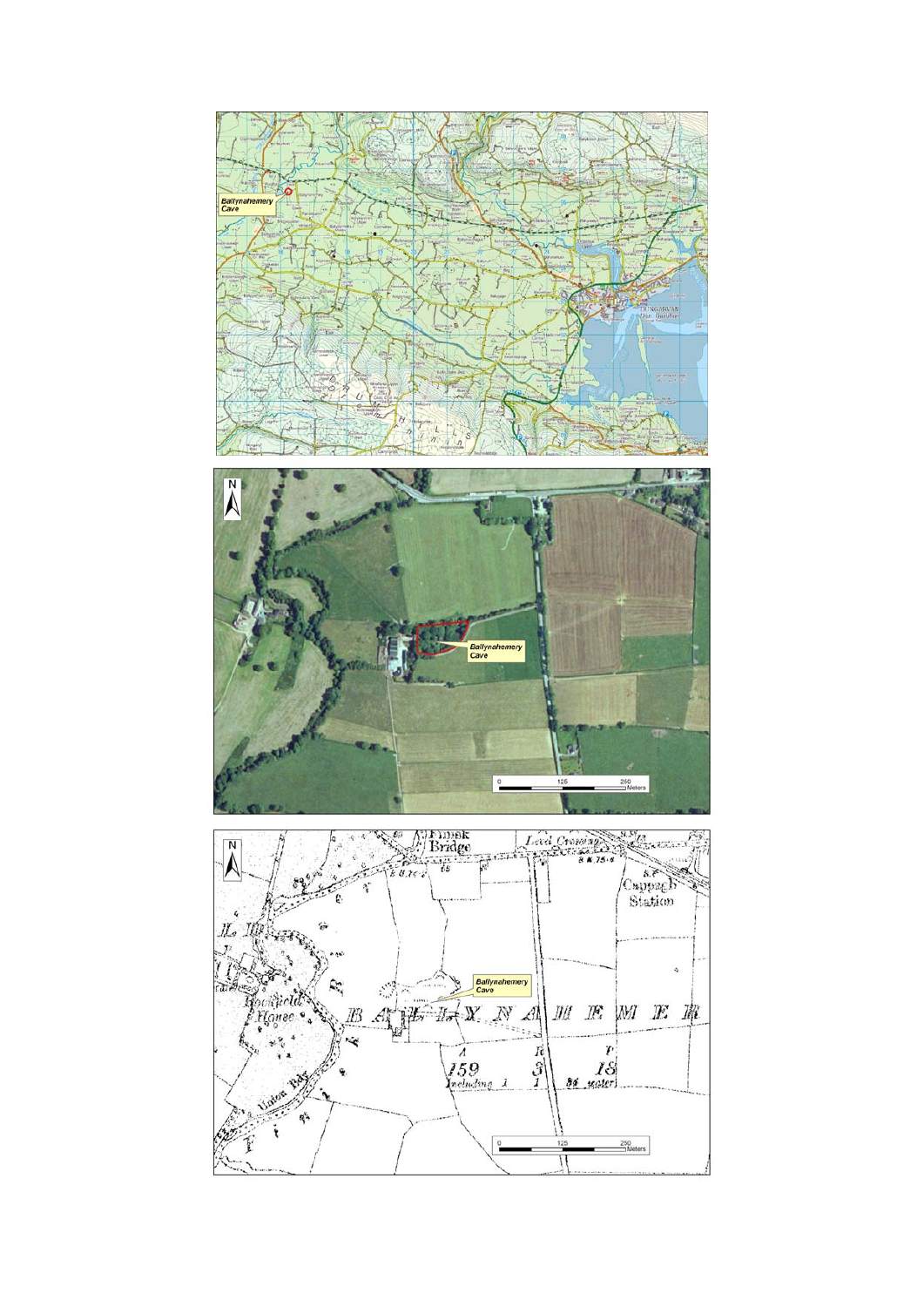Ballynahemery Cave

N

Ballynahemery Cave

0 125 250 Meters

N

Ballynahemery Cave

0 125 250 Meters